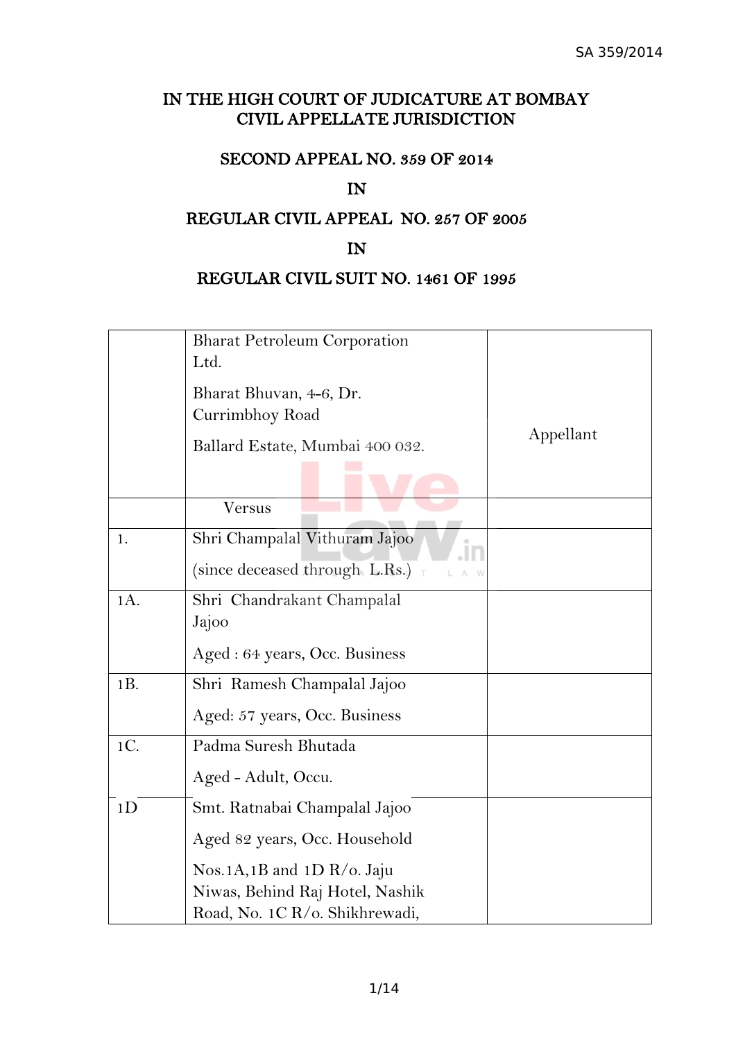# IN THE HIGH COURT OF JUDICATURE AT BOMBAY
## CIVIL APPELLATE JURISDICTION

### SECOND APPEAL NO. 359 OF 2014

### IN

### REGULAR CIVIL APPEAL NO. 257 OF 2005

### IN

### REGULAR CIVIL SUIT NO. 1461 OF 1995

| | | |
|---|---|---|
| | Bharat Petroleum Corporation Ltd.<br><br>Bharat Bhuvan, 4-6, Dr. Currimbhoy Road<br><br>Ballard Estate, Mumbai 400 032. | Appellant |
| | Versus | |
| 1. | Shri Champalal Vithuram Jajoo<br><br>(since deceased through L.Rs.) | |
| 1A. | Shri Chandrakant Champalal Jajoo<br><br>Aged : 64 years, Occ. Business | |
| 1B. | Shri Ramesh Champalal Jajoo<br><br>Aged: 57 years, Occ. Business | |
| 1C. | Padma Suresh Bhutada<br><br>Aged - Adult, Occu. | |
| 1D | Smt. Ratnabai Champalal Jajoo<br><br>Aged 82 years, Occ. Household<br><br>Nos.1A,1B and 1D R/o. Jaju Niwas, Behind Raj Hotel, Nashik Road, No. 1C R/o. Shikhrewadi, | |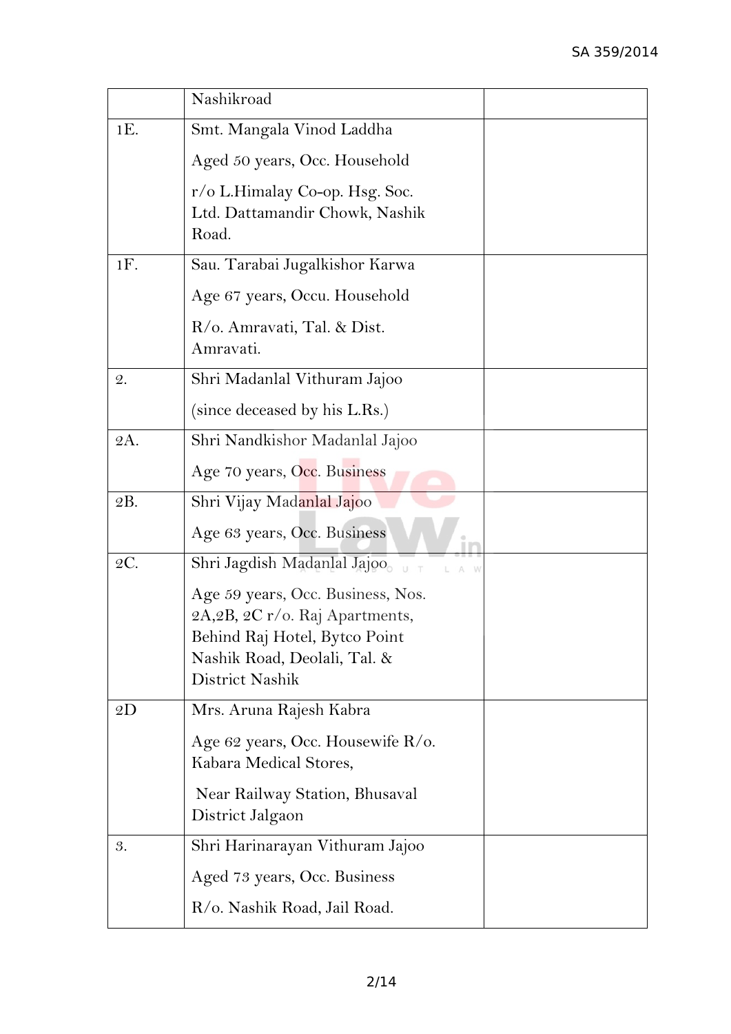| | | |
|---|---|---|
| | Nashikroad | |
| 1E. | Smt. Mangala Vinod Laddha<br><br>Aged 50 years, Occ. Household<br><br>r/o L.Himalay Co-op. Hsg. Soc. Ltd. Dattamandir Chowk, Nashik Road. | |
| 1F. | Sau. Tarabai Jugalkishor Karwa<br><br>Age 67 years, Occu. Household<br><br>R/o. Amravati, Tal. & Dist. Amravati. | |
| 2. | Shri Madanlal Vithuram Jajoo<br><br>(since deceased by his L.Rs.) | |
| 2A. | Shri Nandkishor Madanlal Jajoo<br><br>Age 70 years, Occ. Business | |
| 2B. | Shri Vijay Madanlal Jajoo<br><br>Age 63 years, Occ. Business | |
| 2C. | Shri Jagdish Madanlal Jajoo<br><br>Age 59 years, Occ. Business, Nos. 2A,2B, 2C r/o. Raj Apartments, Behind Raj Hotel, Bytco Point Nashik Road, Deolali, Tal. & District Nashik | |
| 2D | Mrs. Aruna Rajesh Kabra<br><br>Age 62 years, Occ. Housewife R/o. Kabara Medical Stores,<br><br>Near Railway Station, Bhusaval District Jalgaon | |
| 3. | Shri Harinarayan Vithuram Jajoo<br><br>Aged 73 years, Occ. Business<br><br>R/o. Nashik Road, Jail Road. | |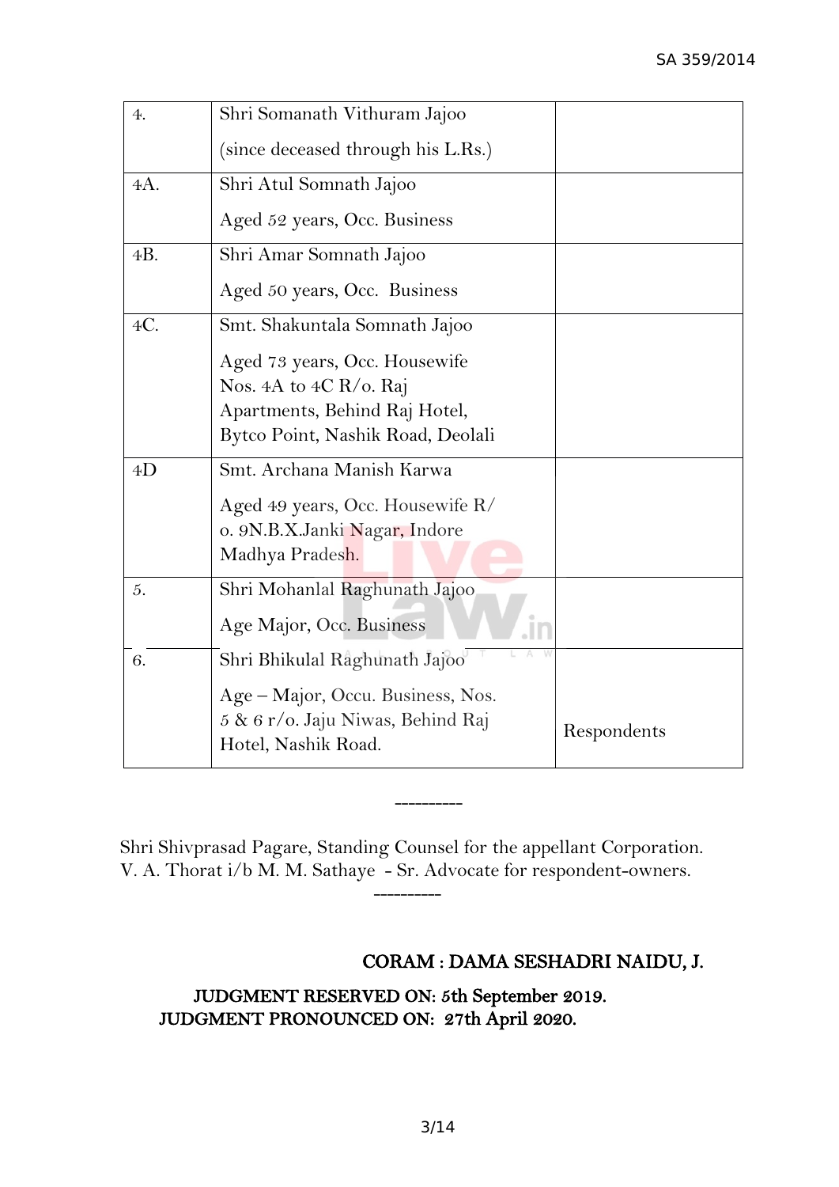| | | |
|---|---|---|
| 4. | Shri Somanath Vithuram Jajoo<br>(since deceased through his L.Rs.) | |
| 4A. | Shri Atul Somnath Jajoo<br>Aged 52 years, Occ. Business | |
| 4B. | Shri Amar Somnath Jajoo<br>Aged 50 years, Occ. Business | |
| 4C. | Smt. Shakuntala Somnath Jajoo<br>Aged 73 years, Occ. Housewife Nos. 4A to 4C R/o. Raj Apartments, Behind Raj Hotel, Bytco Point, Nashik Road, Deolali | |
| 4D | Smt. Archana Manish Karwa<br>Aged 49 years, Occ. Housewife R/o. 9N.B.X.Janki Nagar, Indore Madhya Pradesh. | |
| 5. | Shri Mohanlal Raghunath Jajoo<br>Age Major, Occ. Business | |
| 6. | Shri Bhikulal Raghunath Jajoo<br>Age – Major, Occu. Business, Nos. 5 & 6 r/o. Jaju Niwas, Behind Raj Hotel, Nashik Road. | Respondents |

----------

Shri Shivprasad Pagare, Standing Counsel for the appellant Corporation.
V. A. Thorat i/b M. M. Sathaye - Sr. Advocate for respondent-owners.

----------

**CORAM : DAMA SESHADRI NAIDU, J.**

**JUDGMENT RESERVED ON: 5th September 2019.**
**JUDGMENT PRONOUNCED ON: 27th April 2020.**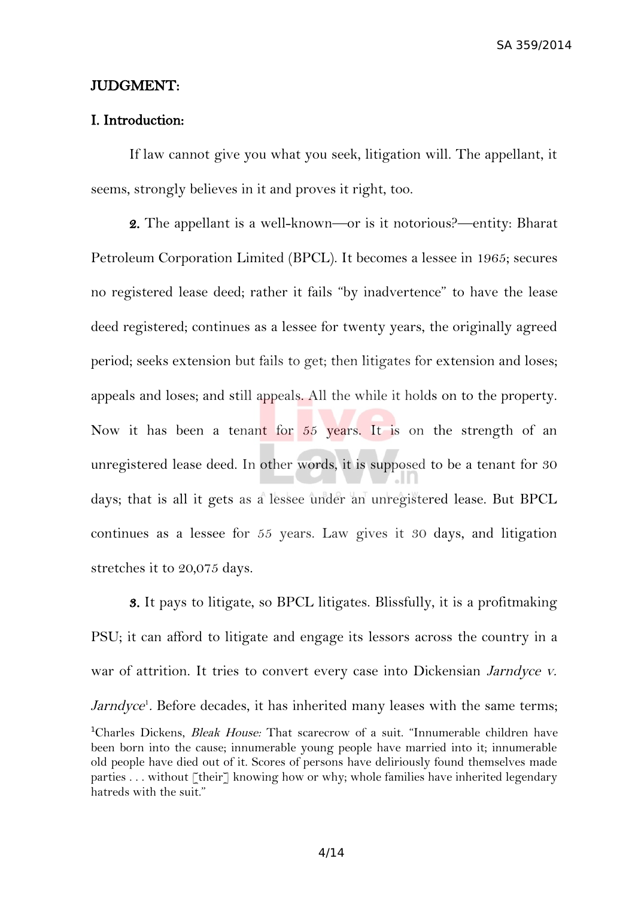## JUDGMENT:

### I. Introduction:

If law cannot give you what you seek, litigation will. The appellant, it seems, strongly believes in it and proves it right, too.

**2.** The appellant is a well-known—or is it notorious?—entity: Bharat Petroleum Corporation Limited (BPCL). It becomes a lessee in 1965; secures no registered lease deed; rather it fails "by inadvertence" to have the lease deed registered; continues as a lessee for twenty years, the originally agreed period; seeks extension but fails to get; then litigates for extension and loses; appeals and loses; and still appeals. All the while it holds on to the property. Now it has been a tenant for 55 years. It is on the strength of an unregistered lease deed. In other words, it is supposed to be a tenant for 30 days; that is all it gets as a lessee under an unregistered lease. But BPCL continues as a lessee for 55 years. Law gives it 30 days, and litigation stretches it to 20,075 days.

**3.** It pays to litigate, so BPCL litigates. Blissfully, it is a profitmaking PSU; it can afford to litigate and engage its lessors across the country in a war of attrition. It tries to convert every case into Dickensian *Jarndyce v. Jarndyce*[1]. Before decades, it has inherited many leases with the same terms;

[1] Charles Dickens, *Bleak House:* That scarecrow of a suit. "Innumerable children have been born into the cause; innumerable young people have married into it; innumerable old people have died out of it. Scores of persons have deliriously found themselves made parties . . . without [their] knowing how or why; whole families have inherited legendary hatreds with the suit."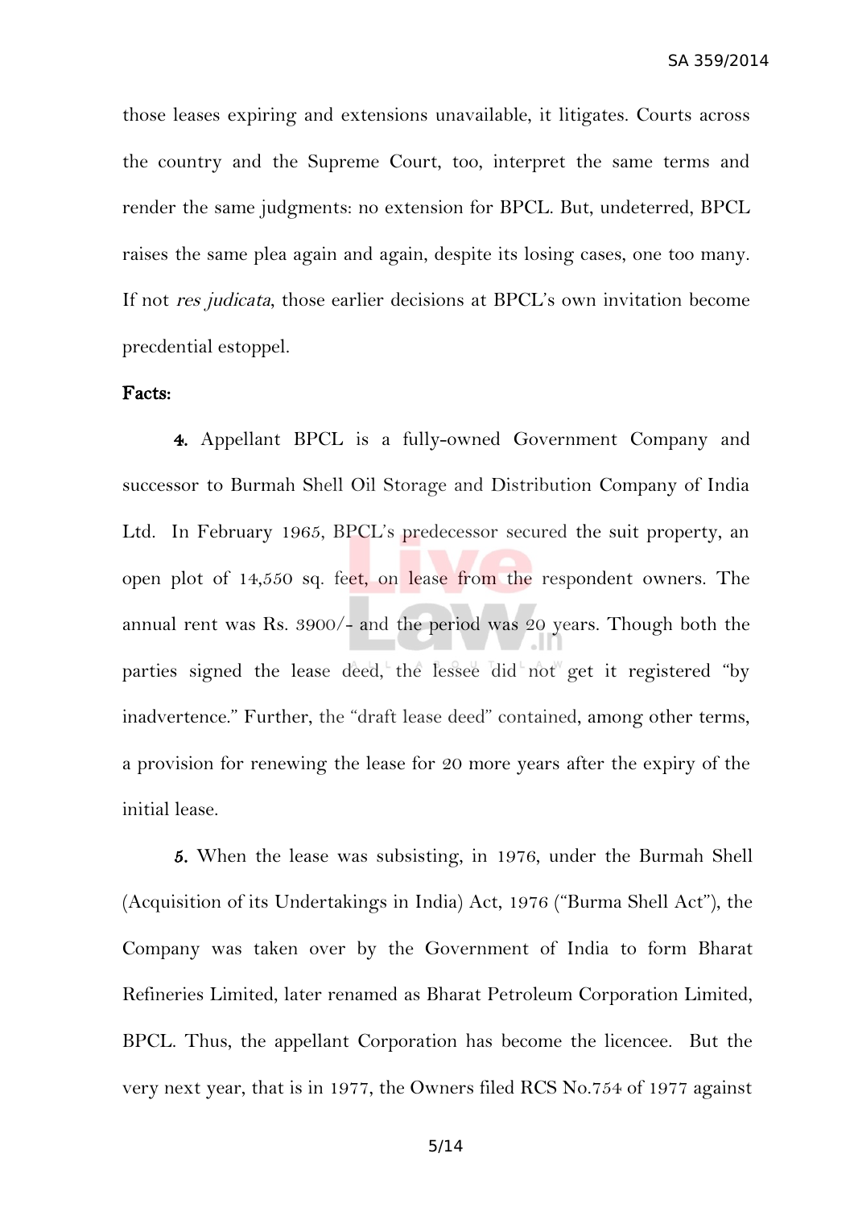those leases expiring and extensions unavailable, it litigates. Courts across the country and the Supreme Court, too, interpret the same terms and render the same judgments: no extension for BPCL. But, undeterred, BPCL raises the same plea again and again, despite its losing cases, one too many. If not *res judicata*, those earlier decisions at BPCL's own invitation become precdential estoppel.

**Facts:**

**4.** Appellant BPCL is a fully-owned Government Company and successor to Burmah Shell Oil Storage and Distribution Company of India Ltd. In February 1965, BPCL's predecessor secured the suit property, an open plot of 14,550 sq. feet, on lease from the respondent owners. The annual rent was Rs. 3900/- and the period was 20 years. Though both the parties signed the lease deed, the lessee did not get it registered "by inadvertence." Further, the "draft lease deed" contained, among other terms, a provision for renewing the lease for 20 more years after the expiry of the initial lease.

**5.** When the lease was subsisting, in 1976, under the Burmah Shell (Acquisition of its Undertakings in India) Act, 1976 ("Burma Shell Act"), the Company was taken over by the Government of India to form Bharat Refineries Limited, later renamed as Bharat Petroleum Corporation Limited, BPCL. Thus, the appellant Corporation has become the licencee. But the very next year, that is in 1977, the Owners filed RCS No.754 of 1977 against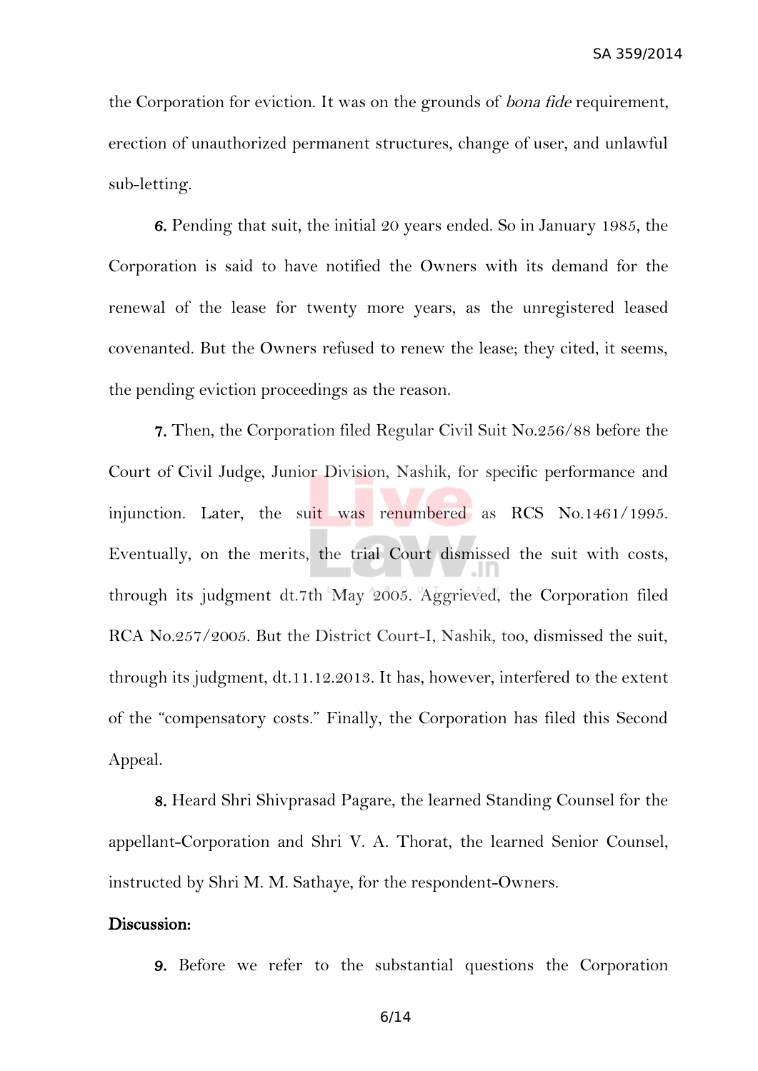the Corporation for eviction. It was on the grounds of *bona fide* requirement, erection of unauthorized permanent structures, change of user, and unlawful sub-letting.

**6.** Pending that suit, the initial 20 years ended. So in January 1985, the Corporation is said to have notified the Owners with its demand for the renewal of the lease for twenty more years, as the unregistered leased covenanted. But the Owners refused to renew the lease; they cited, it seems, the pending eviction proceedings as the reason.

**7.** Then, the Corporation filed Regular Civil Suit No.256/88 before the Court of Civil Judge, Junior Division, Nashik, for specific performance and injunction. Later, the suit was renumbered as RCS No.1461/1995. Eventually, on the merits, the trial Court dismissed the suit with costs, through its judgment dt.7th May 2005. Aggrieved, the Corporation filed RCA No.257/2005. But the District Court-I, Nashik, too, dismissed the suit, through its judgment, dt.11.12.2013. It has, however, interfered to the extent of the "compensatory costs." Finally, the Corporation has filed this Second Appeal.

**8.** Heard Shri Shivprasad Pagare, the learned Standing Counsel for the appellant-Corporation and Shri V. A. Thorat, the learned Senior Counsel, instructed by Shri M. M. Sathaye, for the respondent-Owners.

**Discussion:**

**9.** Before we refer to the substantial questions the Corporation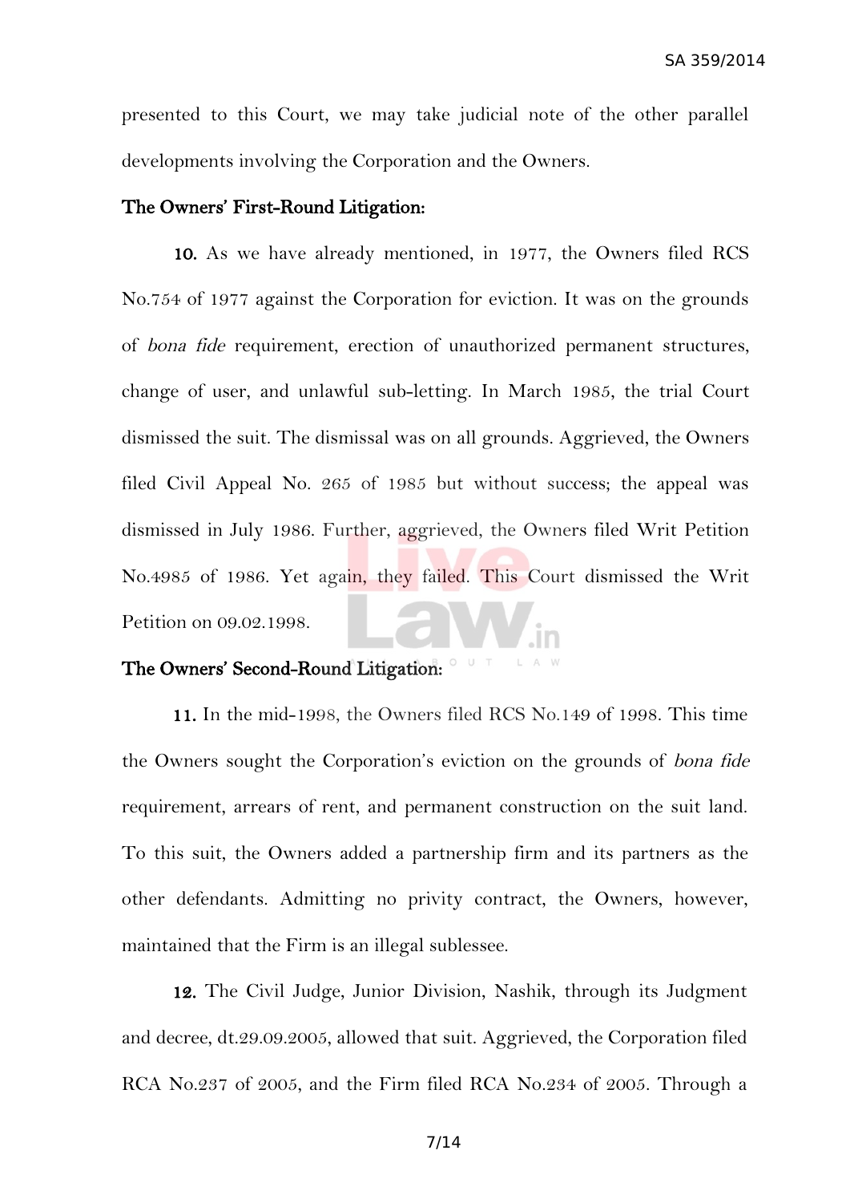presented to this Court, we may take judicial note of the other parallel developments involving the Corporation and the Owners.

**The Owners' First-Round Litigation:**

**10.** As we have already mentioned, in 1977, the Owners filed RCS No.754 of 1977 against the Corporation for eviction. It was on the grounds of *bona fide* requirement, erection of unauthorized permanent structures, change of user, and unlawful sub-letting. In March 1985, the trial Court dismissed the suit. The dismissal was on all grounds. Aggrieved, the Owners filed Civil Appeal No. 265 of 1985 but without success; the appeal was dismissed in July 1986. Further, aggrieved, the Owners filed Writ Petition No.4985 of 1986. Yet again, they failed. This Court dismissed the Writ Petition on 09.02.1998.

**The Owners' Second-Round Litigation:**

**11.** In the mid-1998, the Owners filed RCS No.149 of 1998. This time the Owners sought the Corporation's eviction on the grounds of *bona fide* requirement, arrears of rent, and permanent construction on the suit land. To this suit, the Owners added a partnership firm and its partners as the other defendants. Admitting no privity contract, the Owners, however, maintained that the Firm is an illegal sublessee.

**12.** The Civil Judge, Junior Division, Nashik, through its Judgment and decree, dt.29.09.2005, allowed that suit. Aggrieved, the Corporation filed RCA No.237 of 2005, and the Firm filed RCA No.234 of 2005. Through a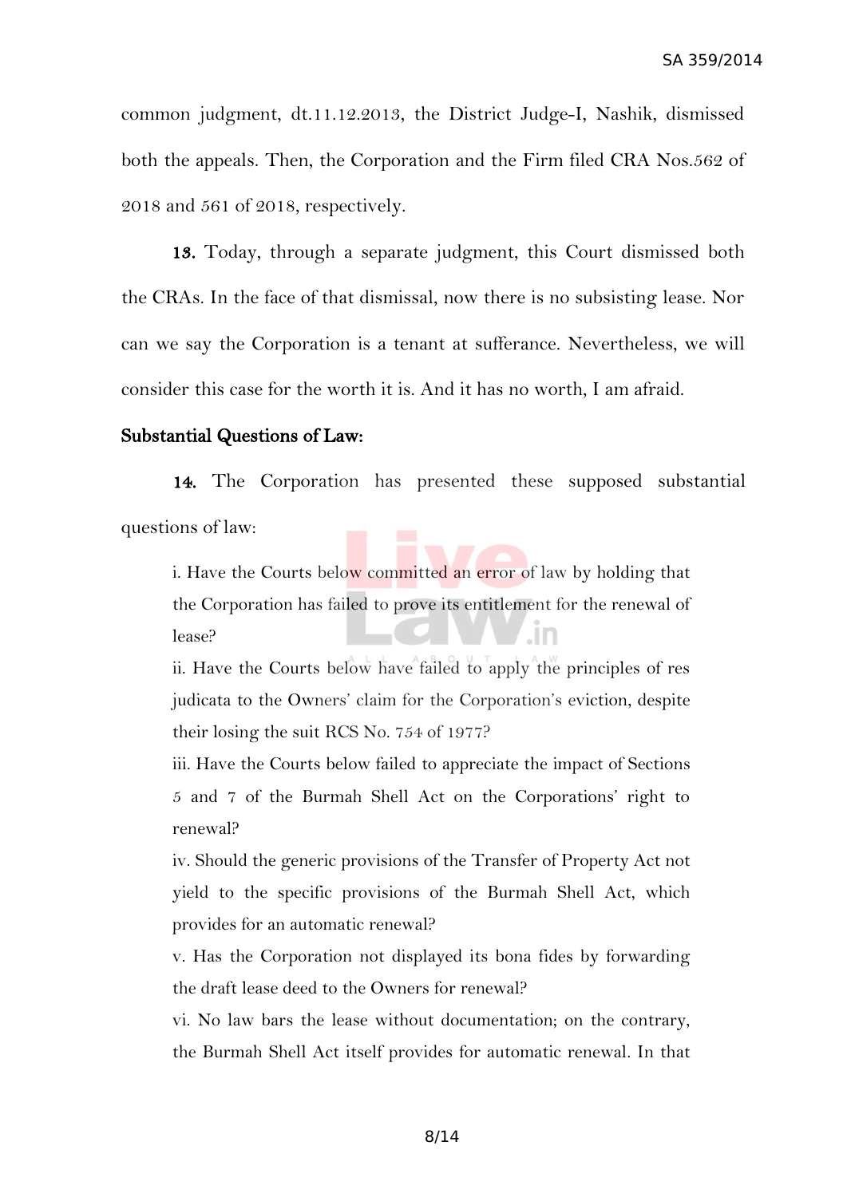common judgment, dt.11.12.2013, the District Judge-I, Nashik, dismissed both the appeals. Then, the Corporation and the Firm filed CRA Nos.562 of 2018 and 561 of 2018, respectively.

**13.** Today, through a separate judgment, this Court dismissed both the CRAs. In the face of that dismissal, now there is no subsisting lease. Nor can we say the Corporation is a tenant at sufferance. Nevertheless, we will consider this case for the worth it is. And it has no worth, I am afraid.

**Substantial Questions of Law:**

**14.** The Corporation has presented these supposed substantial questions of law:

> i. Have the Courts below committed an error of law by holding that the Corporation has failed to prove its entitlement for the renewal of lease?
>
> ii. Have the Courts below have failed to apply the principles of res judicata to the Owners' claim for the Corporation's eviction, despite their losing the suit RCS No. 754 of 1977?
>
> iii. Have the Courts below failed to appreciate the impact of Sections 5 and 7 of the Burmah Shell Act on the Corporations' right to renewal?
>
> iv. Should the generic provisions of the Transfer of Property Act not yield to the specific provisions of the Burmah Shell Act, which provides for an automatic renewal?
>
> v. Has the Corporation not displayed its bona fides by forwarding the draft lease deed to the Owners for renewal?
>
> vi. No law bars the lease without documentation; on the contrary, the Burmah Shell Act itself provides for automatic renewal. In that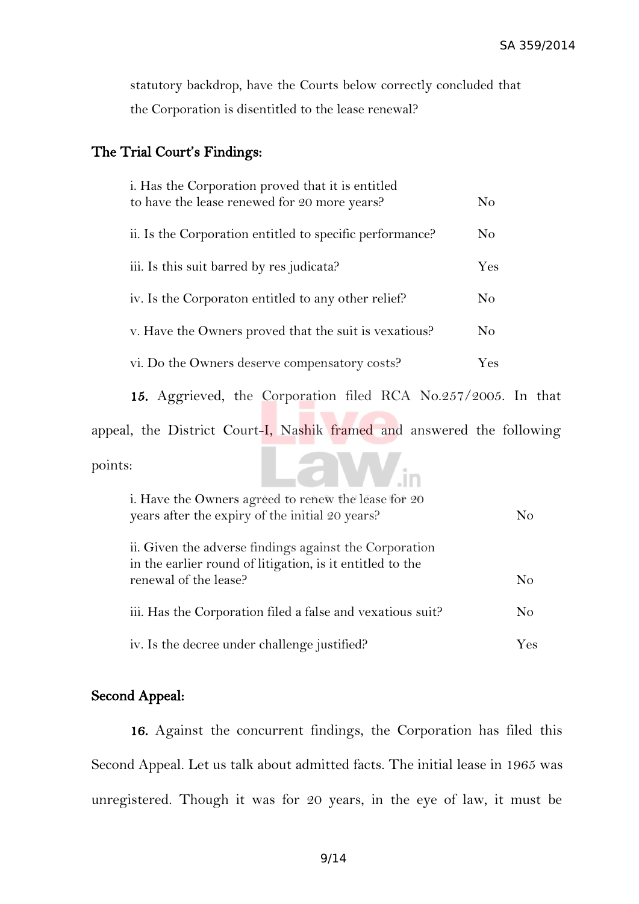statutory backdrop, have the Courts below correctly concluded that the Corporation is disentitled to the lease renewal?

## The Trial Court's Findings:

| | |
|---|---|
| i. Has the Corporation proved that it is entitled to have the lease renewed for 20 more years? | No |
| ii. Is the Corporation entitled to specific performance? | No |
| iii. Is this suit barred by res judicata? | Yes |
| iv. Is the Corporaton entitled to any other relief? | No |
| v. Have the Owners proved that the suit is vexatious? | No |
| vi. Do the Owners deserve compensatory costs? | Yes |

**15.** Aggrieved, the Corporation filed RCA No.257/2005. In that appeal, the District Court-I, Nashik framed and answered the following points:

| | |
|---|---|
| i. Have the Owners agreed to renew the lease for 20 years after the expiry of the initial 20 years? | No |
| ii. Given the adverse findings against the Corporation in the earlier round of litigation, is it entitled to the renewal of the lease? | No |
| iii. Has the Corporation filed a false and vexatious suit? | No |
| iv. Is the decree under challenge justified? | Yes |

## Second Appeal:

**16.** Against the concurrent findings, the Corporation has filed this Second Appeal. Let us talk about admitted facts. The initial lease in 1965 was unregistered. Though it was for 20 years, in the eye of law, it must be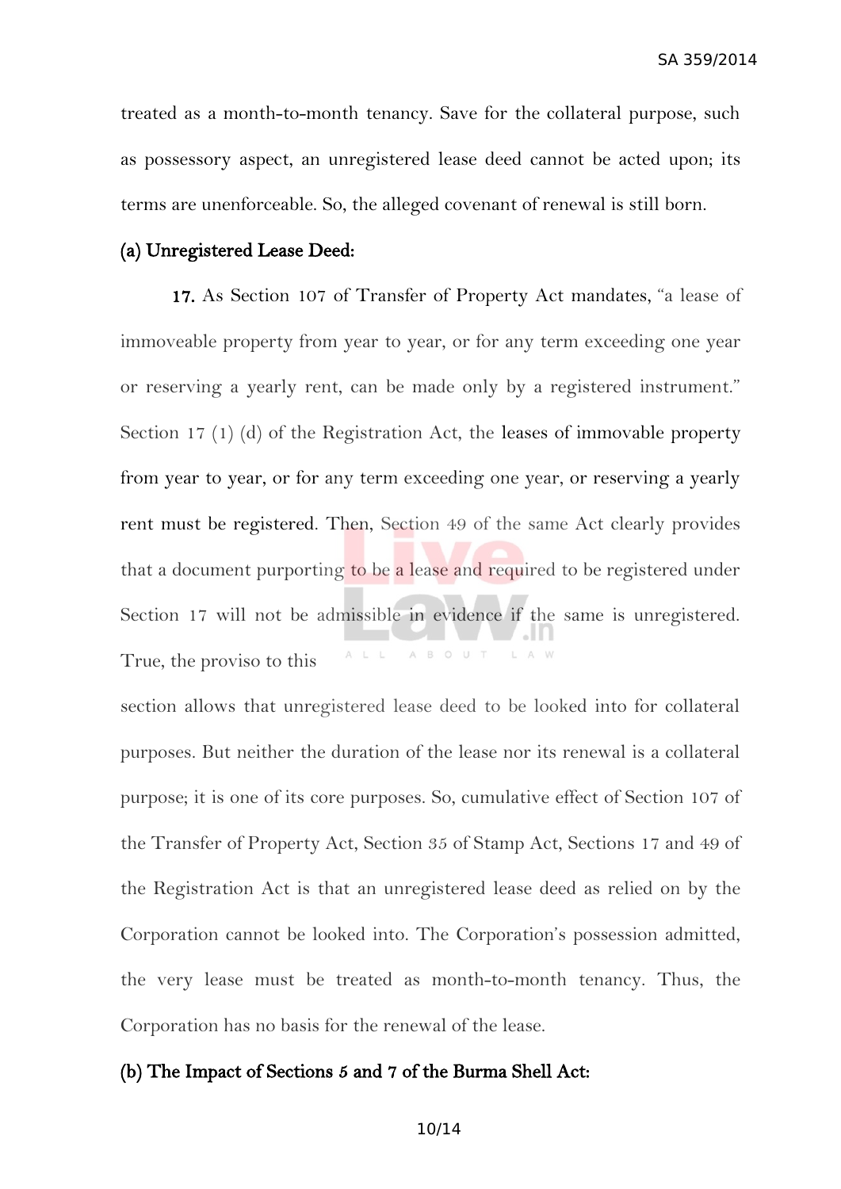treated as a month-to-month tenancy. Save for the collateral purpose, such as possessory aspect, an unregistered lease deed cannot be acted upon; its terms are unenforceable. So, the alleged covenant of renewal is still born.

**(a) Unregistered Lease Deed:**

**17.** As Section 107 of Transfer of Property Act mandates, "a lease of immoveable property from year to year, or for any term exceeding one year or reserving a yearly rent, can be made only by a registered instrument." Section 17 (1) (d) of the Registration Act, the leases of immovable property from year to year, or for any term exceeding one year, or reserving a yearly rent must be registered. Then, Section 49 of the same Act clearly provides that a document purporting to be a lease and required to be registered under Section 17 will not be admissible in evidence if the same is unregistered. True, the proviso to this section allows that unregistered lease deed to be looked into for collateral purposes. But neither the duration of the lease nor its renewal is a collateral purpose; it is one of its core purposes. So, cumulative effect of Section 107 of the Transfer of Property Act, Section 35 of Stamp Act, Sections 17 and 49 of the Registration Act is that an unregistered lease deed as relied on by the Corporation cannot be looked into. The Corporation's possession admitted, the very lease must be treated as month-to-month tenancy. Thus, the Corporation has no basis for the renewal of the lease.

**(b) The Impact of Sections 5 and 7 of the Burma Shell Act:**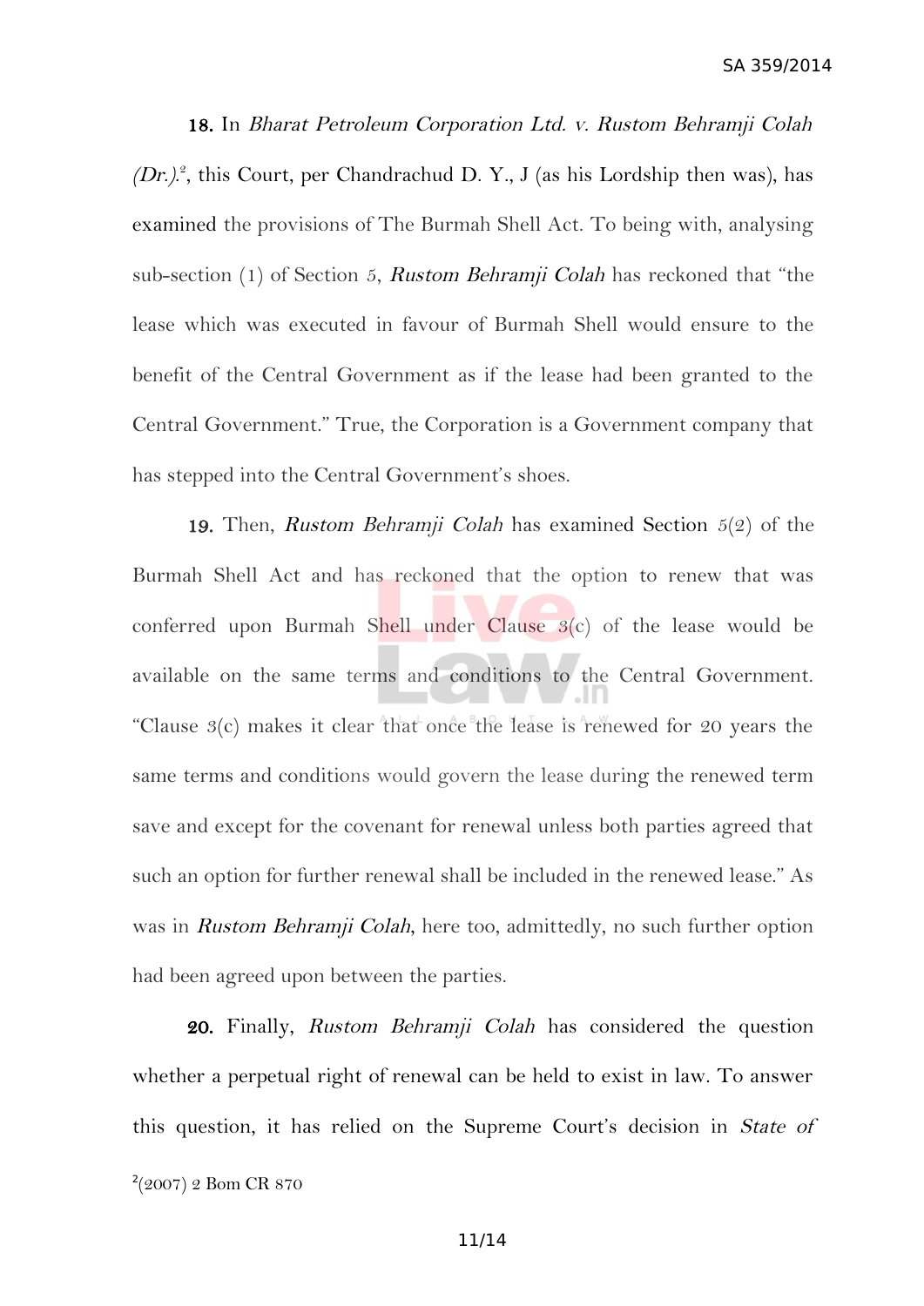**18.** In *Bharat Petroleum Corporation Ltd. v. Rustom Behramji Colah (Dr.).*[2], this Court, per Chandrachud D. Y., J (as his Lordship then was), has examined the provisions of The Burmah Shell Act. To being with, analysing sub-section (1) of Section 5, *Rustom Behramji Colah* has reckoned that "the lease which was executed in favour of Burmah Shell would ensure to the benefit of the Central Government as if the lease had been granted to the Central Government." True, the Corporation is a Government company that has stepped into the Central Government's shoes.

**19.** Then, *Rustom Behramji Colah* has examined Section 5(2) of the Burmah Shell Act and has reckoned that the option to renew that was conferred upon Burmah Shell under Clause 3(c) of the lease would be available on the same terms and conditions to the Central Government. "Clause 3(c) makes it clear that once the lease is renewed for 20 years the same terms and conditions would govern the lease during the renewed term save and except for the covenant for renewal unless both parties agreed that such an option for further renewal shall be included in the renewed lease." As was in *Rustom Behramji Colah*, here too, admittedly, no such further option had been agreed upon between the parties.

**20.** Finally, *Rustom Behramji Colah* has considered the question whether a perpetual right of renewal can be held to exist in law. To answer this question, it has relied on the Supreme Court's decision in *State of*

[2](2007) 2 Bom CR 870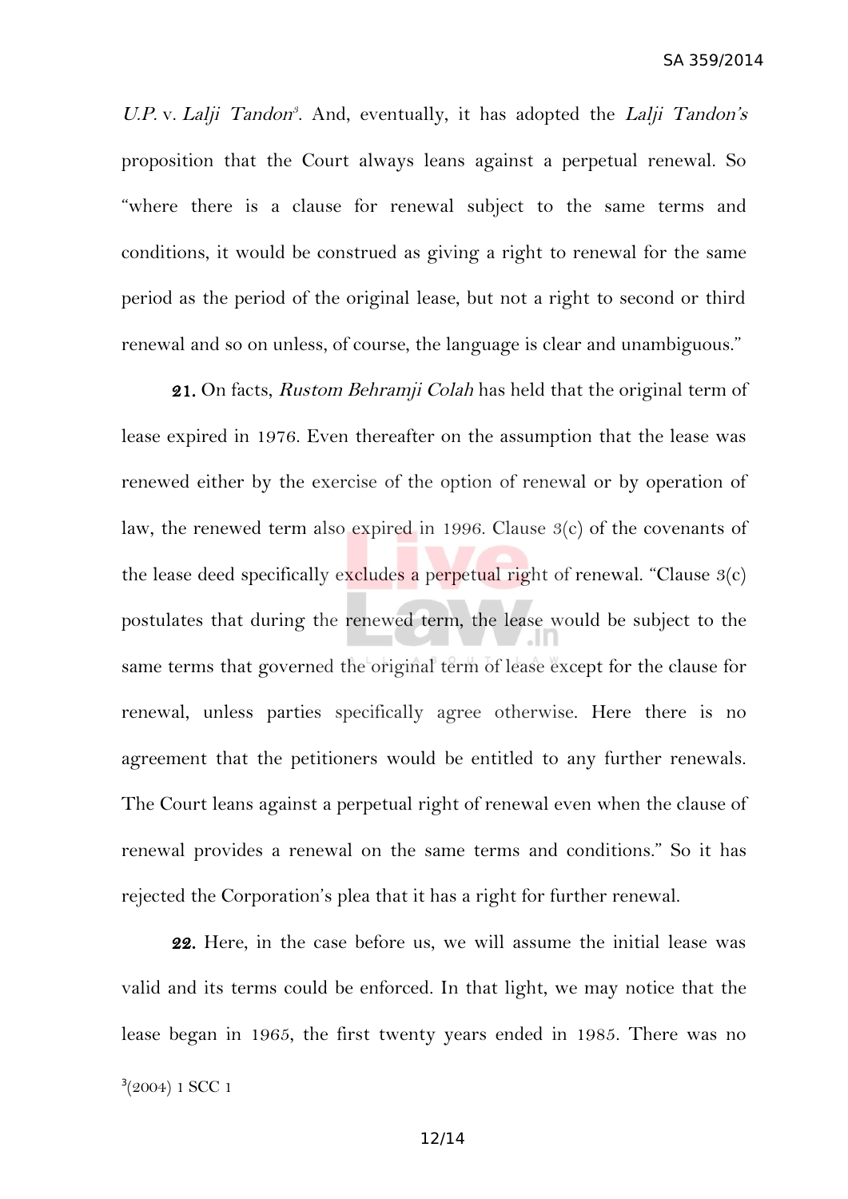*U.P.* v. *Lalji Tandon*[3]. And, eventually, it has adopted the *Lalji Tandon's* proposition that the Court always leans against a perpetual renewal. So "where there is a clause for renewal subject to the same terms and conditions, it would be construed as giving a right to renewal for the same period as the period of the original lease, but not a right to second or third renewal and so on unless, of course, the language is clear and unambiguous."

**21.** On facts, *Rustom Behramji Colah* has held that the original term of lease expired in 1976. Even thereafter on the assumption that the lease was renewed either by the exercise of the option of renewal or by operation of law, the renewed term also expired in 1996. Clause 3(c) of the covenants of the lease deed specifically excludes a perpetual right of renewal. "Clause 3(c) postulates that during the renewed term, the lease would be subject to the same terms that governed the original term of lease except for the clause for renewal, unless parties specifically agree otherwise. Here there is no agreement that the petitioners would be entitled to any further renewals. The Court leans against a perpetual right of renewal even when the clause of renewal provides a renewal on the same terms and conditions." So it has rejected the Corporation's plea that it has a right for further renewal.

**22.** Here, in the case before us, we will assume the initial lease was valid and its terms could be enforced. In that light, we may notice that the lease began in 1965, the first twenty years ended in 1985. There was no

[3](2004) 1 SCC 1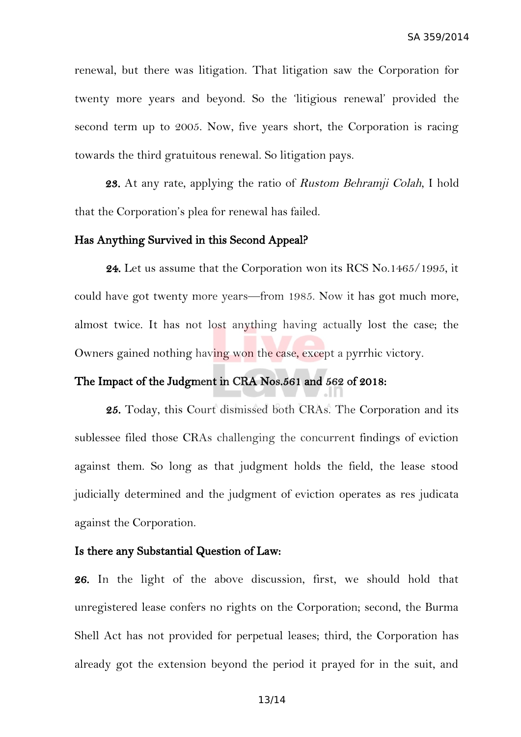renewal, but there was litigation. That litigation saw the Corporation for twenty more years and beyond. So the 'litigious renewal' provided the second term up to 2005. Now, five years short, the Corporation is racing towards the third gratuitous renewal. So litigation pays.

**23.** At any rate, applying the ratio of *Rustom Behramji Colah*, I hold that the Corporation's plea for renewal has failed.

**Has Anything Survived in this Second Appeal?**

**24.** Let us assume that the Corporation won its RCS No.1465/1995, it could have got twenty more years—from 1985. Now it has got much more, almost twice. It has not lost anything having actually lost the case; the Owners gained nothing having won the case, except a pyrrhic victory.

**The Impact of the Judgment in CRA Nos.561 and 562 of 2018:**

**25.** Today, this Court dismissed both CRAs. The Corporation and its sublessee filed those CRAs challenging the concurrent findings of eviction against them. So long as that judgment holds the field, the lease stood judicially determined and the judgment of eviction operates as res judicata against the Corporation.

**Is there any Substantial Question of Law:**

**26.** In the light of the above discussion, first, we should hold that unregistered lease confers no rights on the Corporation; second, the Burma Shell Act has not provided for perpetual leases; third, the Corporation has already got the extension beyond the period it prayed for in the suit, and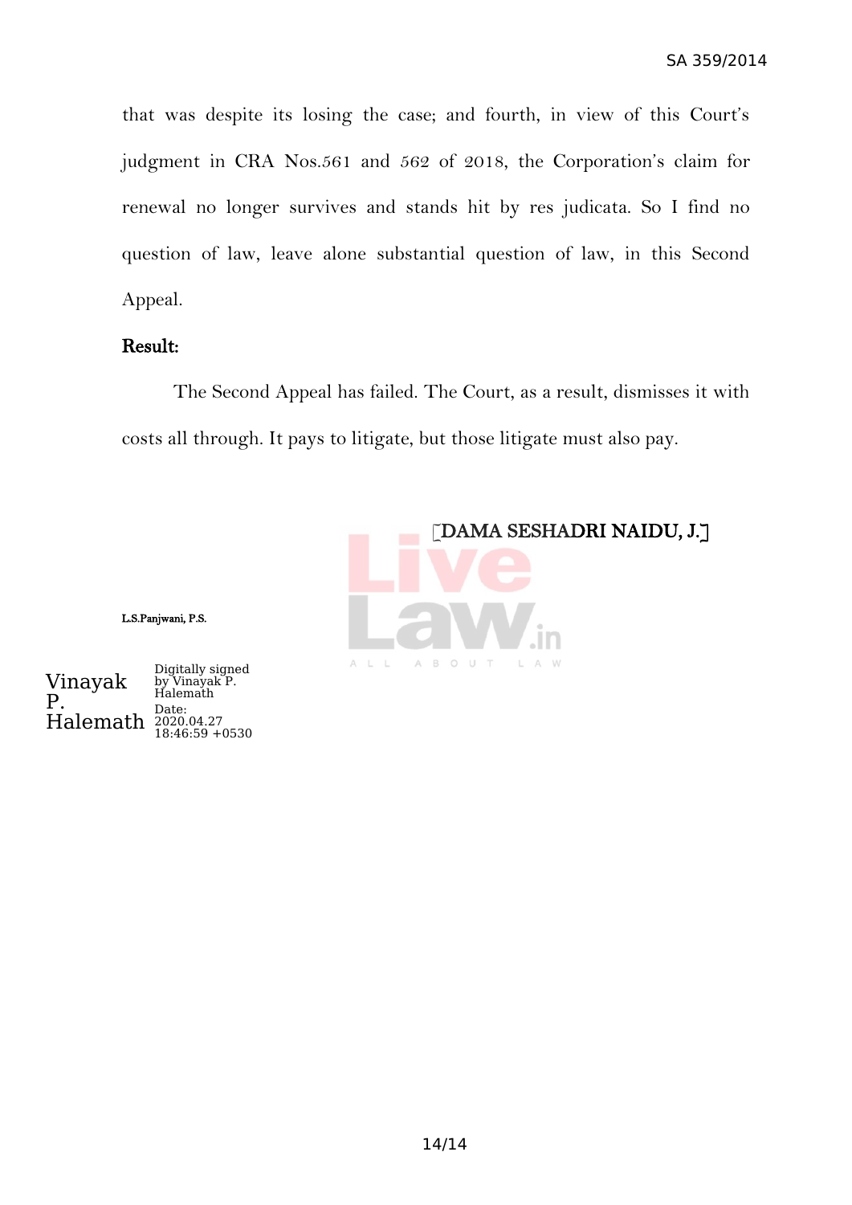that was despite its losing the case; and fourth, in view of this Court's judgment in CRA Nos.561 and 562 of 2018, the Corporation's claim for renewal no longer survives and stands hit by res judicata. So I find no question of law, leave alone substantial question of law, in this Second Appeal.

**Result:**

The Second Appeal has failed. The Court, as a result, dismisses it with costs all through. It pays to litigate, but those litigate must also pay.

[DAMA SESHADRI NAIDU, J.]

L.S.Panjwani, P.S.

Vinayak P. Halemath

Digitally signed by Vinayak P. Halemath
Date: 2020.04.27 18:46:59 +0530